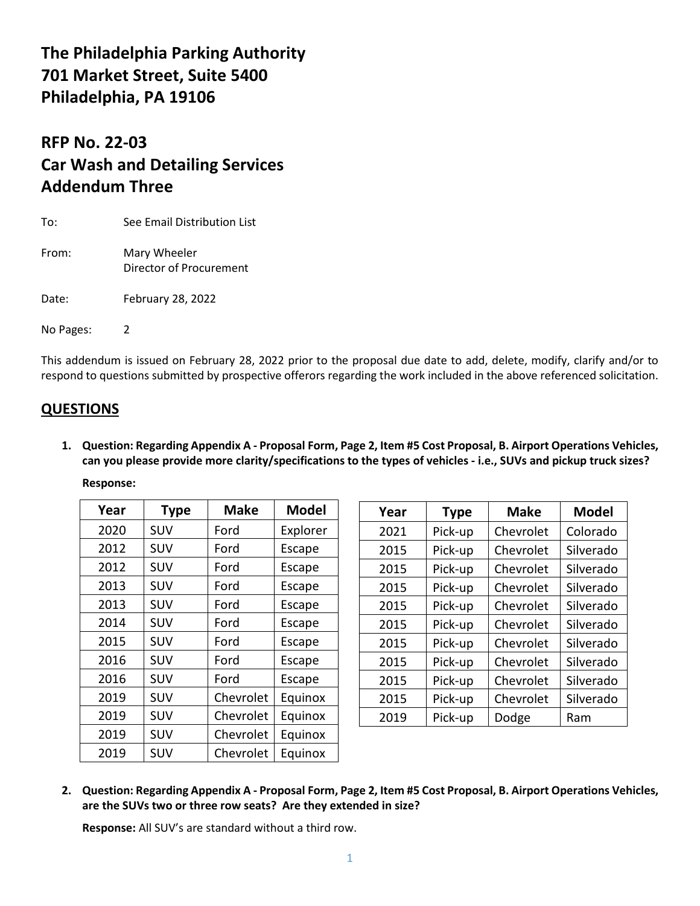# The Philadelphia Parking Authority
# 701 Market Street, Suite 5400
# Philadelphia, PA 19106

## RFP No. 22-03
## Car Wash and Detailing Services
## Addendum Three

To: See Email Distribution List

From: Mary Wheeler
Director of Procurement

Date: February 28, 2022

No Pages: 2

This addendum is issued on February 28, 2022 prior to the proposal due date to add, delete, modify, clarify and/or to respond to questions submitted by prospective offerors regarding the work included in the above referenced solicitation.

## QUESTIONS

1. **Question: Regarding Appendix A - Proposal Form, Page 2, Item #5 Cost Proposal, B. Airport Operations Vehicles, can you please provide more clarity/specifications to the types of vehicles - i.e., SUVs and pickup truck sizes?**

   **Response:**

| Year | Type | Make | Model |
|---|---|---|---|
| 2020 | SUV | Ford | Explorer |
| 2012 | SUV | Ford | Escape |
| 2012 | SUV | Ford | Escape |
| 2013 | SUV | Ford | Escape |
| 2013 | SUV | Ford | Escape |
| 2014 | SUV | Ford | Escape |
| 2015 | SUV | Ford | Escape |
| 2016 | SUV | Ford | Escape |
| 2016 | SUV | Ford | Escape |
| 2019 | SUV | Chevrolet | Equinox |
| 2019 | SUV | Chevrolet | Equinox |
| 2019 | SUV | Chevrolet | Equinox |
| 2019 | SUV | Chevrolet | Equinox |

| Year | Type | Make | Model |
|---|---|---|---|
| 2021 | Pick-up | Chevrolet | Colorado |
| 2015 | Pick-up | Chevrolet | Silverado |
| 2015 | Pick-up | Chevrolet | Silverado |
| 2015 | Pick-up | Chevrolet | Silverado |
| 2015 | Pick-up | Chevrolet | Silverado |
| 2015 | Pick-up | Chevrolet | Silverado |
| 2015 | Pick-up | Chevrolet | Silverado |
| 2015 | Pick-up | Chevrolet | Silverado |
| 2015 | Pick-up | Chevrolet | Silverado |
| 2015 | Pick-up | Chevrolet | Silverado |
| 2019 | Pick-up | Dodge | Ram |

2. **Question: Regarding Appendix A - Proposal Form, Page 2, Item #5 Cost Proposal, B. Airport Operations Vehicles, are the SUVs two or three row seats? Are they extended in size?**

   **Response:** All SUV's are standard without a third row.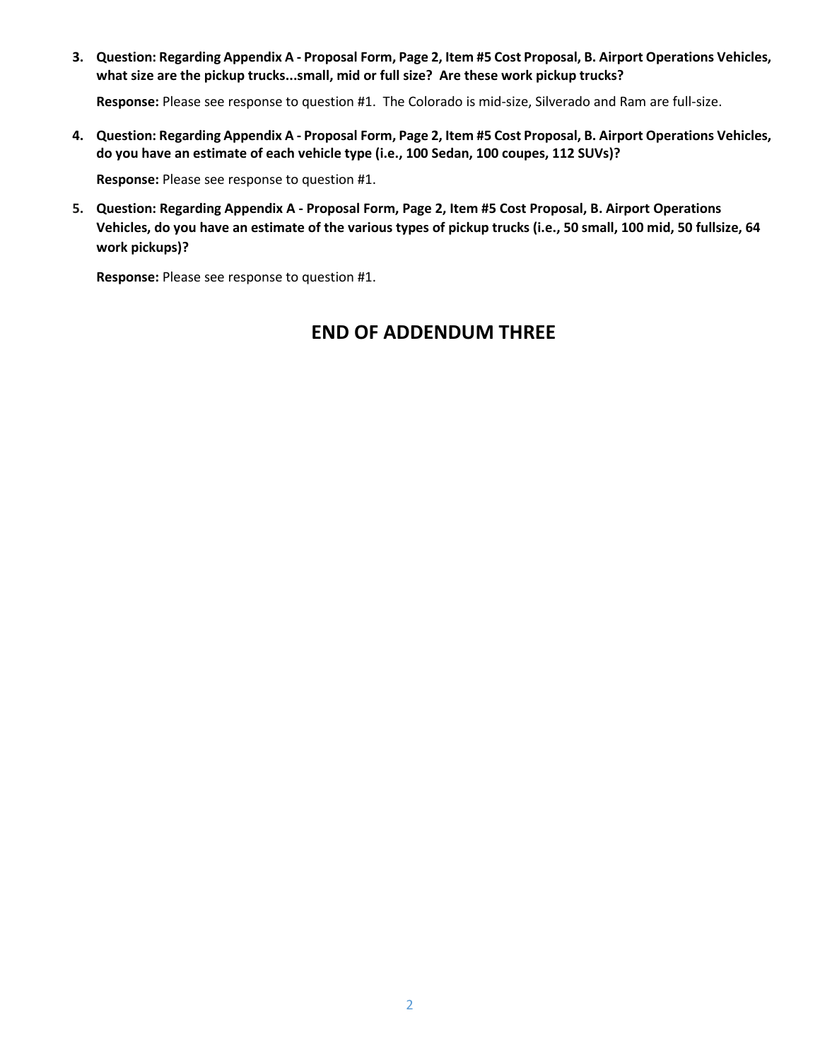3. **Question: Regarding Appendix A - Proposal Form, Page 2, Item #5 Cost Proposal, B. Airport Operations Vehicles, what size are the pickup trucks...small, mid or full size? Are these work pickup trucks?**

   **Response:** Please see response to question #1. The Colorado is mid-size, Silverado and Ram are full-size.

4. **Question: Regarding Appendix A - Proposal Form, Page 2, Item #5 Cost Proposal, B. Airport Operations Vehicles, do you have an estimate of each vehicle type (i.e., 100 Sedan, 100 coupes, 112 SUVs)?**

   **Response:** Please see response to question #1.

5. **Question: Regarding Appendix A - Proposal Form, Page 2, Item #5 Cost Proposal, B. Airport Operations Vehicles, do you have an estimate of the various types of pickup trucks (i.e., 50 small, 100 mid, 50 fullsize, 64 work pickups)?**

   **Response:** Please see response to question #1.

## END OF ADDENDUM THREE